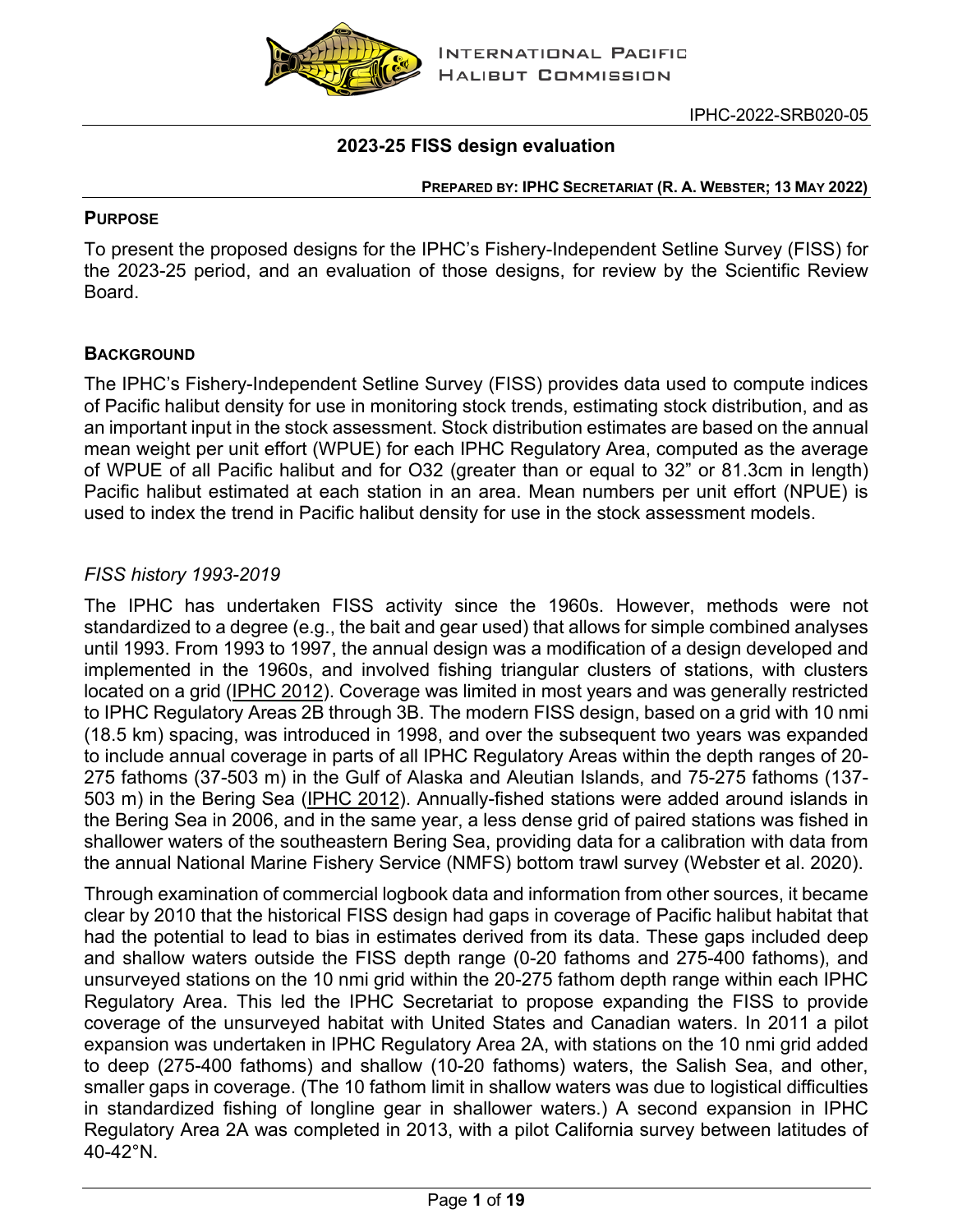IPHC-2022-SRB020-05

# 2023-25 FISS design evaluation

**PREPARED BY: IPHC SECRETARIAT (R. A. WEBSTER; 13 MAY 2022)**

## PURPOSE

To present the proposed designs for the IPHC's Fishery-Independent Setline Survey (FISS) for the 2023-25 period, and an evaluation of those designs, for review by the Scientific Review Board.

## BACKGROUND

The IPHC's Fishery-Independent Setline Survey (FISS) provides data used to compute indices of Pacific halibut density for use in monitoring stock trends, estimating stock distribution, and as an important input in the stock assessment. Stock distribution estimates are based on the annual mean weight per unit effort (WPUE) for each IPHC Regulatory Area, computed as the average of WPUE of all Pacific halibut and for O32 (greater than or equal to 32" or 81.3cm in length) Pacific halibut estimated at each station in an area. Mean numbers per unit effort (NPUE) is used to index the trend in Pacific halibut density for use in the stock assessment models.

### *FISS history 1993-2019*

The IPHC has undertaken FISS activity since the 1960s. However, methods were not standardized to a degree (e.g., the bait and gear used) that allows for simple combined analyses until 1993. From 1993 to 1997, the annual design was a modification of a design developed and implemented in the 1960s, and involved fishing triangular clusters of stations, with clusters located on a grid (IPHC 2012). Coverage was limited in most years and was generally restricted to IPHC Regulatory Areas 2B through 3B. The modern FISS design, based on a grid with 10 nmi (18.5 km) spacing, was introduced in 1998, and over the subsequent two years was expanded to include annual coverage in parts of all IPHC Regulatory Areas within the depth ranges of 20-275 fathoms (37-503 m) in the Gulf of Alaska and Aleutian Islands, and 75-275 fathoms (137-503 m) in the Bering Sea (IPHC 2012). Annually-fished stations were added around islands in the Bering Sea in 2006, and in the same year, a less dense grid of paired stations was fished in shallower waters of the southeastern Bering Sea, providing data for a calibration with data from the annual National Marine Fishery Service (NMFS) bottom trawl survey (Webster et al. 2020).

Through examination of commercial logbook data and information from other sources, it became clear by 2010 that the historical FISS design had gaps in coverage of Pacific halibut habitat that had the potential to lead to bias in estimates derived from its data. These gaps included deep and shallow waters outside the FISS depth range (0-20 fathoms and 275-400 fathoms), and unsurveyed stations on the 10 nmi grid within the 20-275 fathom depth range within each IPHC Regulatory Area. This led the IPHC Secretariat to propose expanding the FISS to provide coverage of the unsurveyed habitat with United States and Canadian waters. In 2011 a pilot expansion was undertaken in IPHC Regulatory Area 2A, with stations on the 10 nmi grid added to deep (275-400 fathoms) and shallow (10-20 fathoms) waters, the Salish Sea, and other, smaller gaps in coverage. (The 10 fathom limit in shallower waters was due to logistical difficulties in standardized fishing of longline gear in shallower waters.) A second expansion in IPHC Regulatory Area 2A was completed in 2013, with a pilot California survey between latitudes of 40-42°N.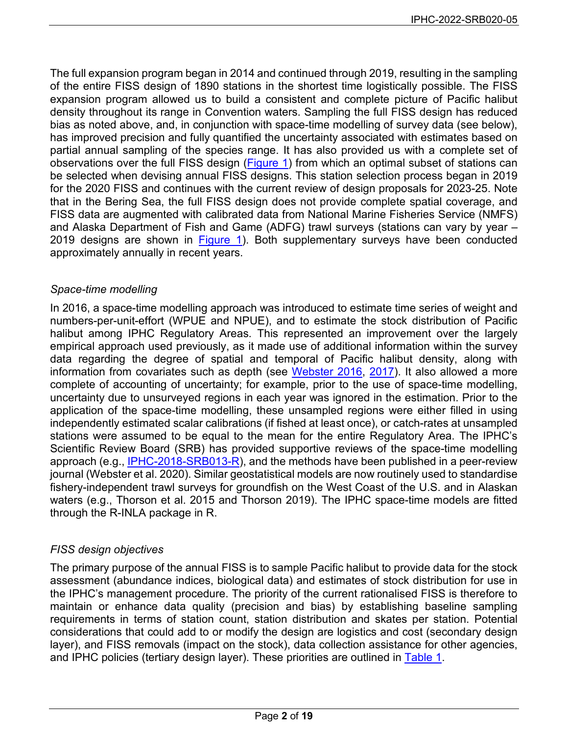The full expansion program began in 2014 and continued through 2019, resulting in the sampling of the entire FISS design of 1890 stations in the shortest time logistically possible. The FISS expansion program allowed us to build a consistent and complete picture of Pacific halibut density throughout its range in Convention waters. Sampling the full FISS design has reduced bias as noted above, and, in conjunction with space-time modelling of survey data (see below), has improved precision and fully quantified the uncertainty associated with estimates based on partial annual sampling of the species range. It has also provided us with a complete set of observations over the full FISS design (Figure 1) from which an optimal subset of stations can be selected when devising annual FISS designs. This station selection process began in 2019 for the 2020 FISS and continues with the current review of design proposals for 2023-25. Note that in the Bering Sea, the full FISS design does not provide complete spatial coverage, and FISS data are augmented with calibrated data from National Marine Fisheries Service (NMFS) and Alaska Department of Fish and Game (ADFG) trawl surveys (stations can vary by year – 2019 designs are shown in Figure 1). Both supplementary surveys have been conducted approximately annually in recent years.

*Space-time modelling*

In 2016, a space-time modelling approach was introduced to estimate time series of weight and numbers-per-unit-effort (WPUE and NPUE), and to estimate the stock distribution of Pacific halibut among IPHC Regulatory Areas. This represented an improvement over the largely empirical approach used previously, as it made use of additional information within the survey data regarding the degree of spatial and temporal of Pacific halibut density, along with information from covariates such as depth (see Webster 2016, 2017). It also allowed a more complete of accounting of uncertainty; for example, prior to the use of space-time modelling, uncertainty due to unsurveyed regions in each year was ignored in the estimation. Prior to the application of the space-time modelling, these unsampled regions were either filled in using independently estimated scalar calibrations (if fished at least once), or catch-rates at unsampled stations were assumed to be equal to the mean for the entire Regulatory Area. The IPHC's Scientific Review Board (SRB) has provided supportive reviews of the space-time modelling approach (e.g., IPHC-2018-SRB013-R), and the methods have been published in a peer-review journal (Webster et al. 2020). Similar geostatistical models are now routinely used to standardise fishery-independent trawl surveys for groundfish on the West Coast of the U.S. and in Alaskan waters (e.g., Thorson et al. 2015 and Thorson 2019). The IPHC space-time models are fitted through the R-INLA package in R.

*FISS design objectives*

The primary purpose of the annual FISS is to sample Pacific halibut to provide data for the stock assessment (abundance indices, biological data) and estimates of stock distribution for use in the IPHC's management procedure. The priority of the current rationalised FISS is therefore to maintain or enhance data quality (precision and bias) by establishing baseline sampling requirements in terms of station count, station distribution and skates per station. Potential considerations that could add to or modify the design are logistics and cost (secondary design layer), and FISS removals (impact on the stock), data collection assistance for other agencies, and IPHC policies (tertiary design layer). These priorities are outlined in Table 1.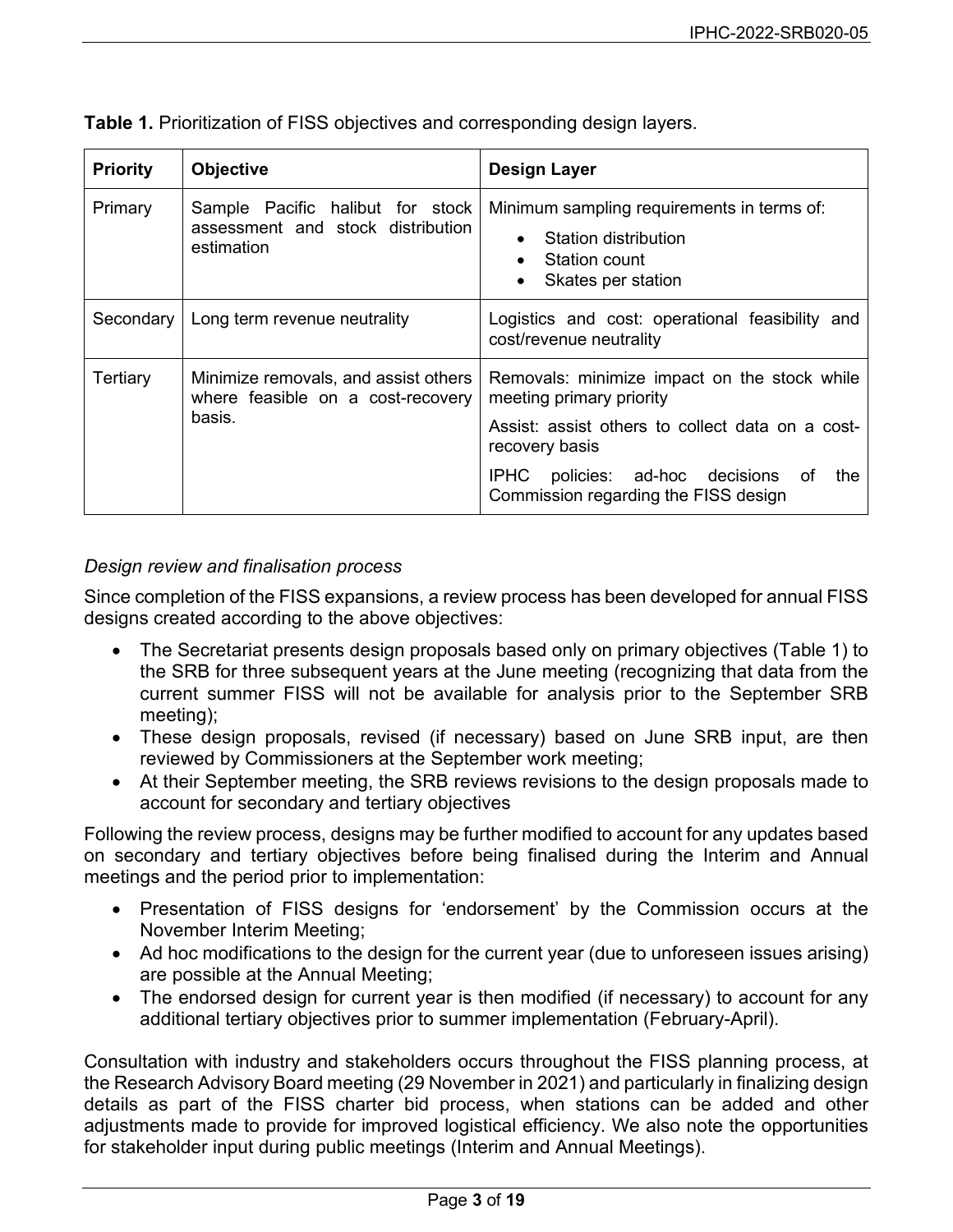**Table 1.** Prioritization of FISS objectives and corresponding design layers.

| Priority | Objective | Design Layer |
|---|---|---|
| Primary | Sample Pacific halibut for stock assessment and stock distribution estimation | Minimum sampling requirements in terms of: <br>• Station distribution <br>• Station count <br>• Skates per station |
| Secondary | Long term revenue neutrality | Logistics and cost: operational feasibility and cost/revenue neutrality |
| Tertiary | Minimize removals, and assist others where feasible on a cost-recovery basis. | Removals: minimize impact on the stock while meeting primary priority <br>Assist: assist others to collect data on a cost-recovery basis <br>IPHC policies: ad-hoc decisions of the Commission regarding the FISS design |

*Design review and finalisation process*

Since completion of the FISS expansions, a review process has been developed for annual FISS designs created according to the above objectives:

- The Secretariat presents design proposals based only on primary objectives (Table 1) to the SRB for three subsequent years at the June meeting (recognizing that data from the current summer FISS will not be available for analysis prior to the September SRB meeting);
- These design proposals, revised (if necessary) based on June SRB input, are then reviewed by Commissioners at the September work meeting;
- At their September meeting, the SRB reviews revisions to the design proposals made to account for secondary and tertiary objectives

Following the review process, designs may be further modified to account for any updates based on secondary and tertiary objectives before being finalised during the Interim and Annual meetings and the period prior to implementation:

- Presentation of FISS designs for 'endorsement' by the Commission occurs at the November Interim Meeting;
- Ad hoc modifications to the design for the current year (due to unforeseen issues arising) are possible at the Annual Meeting;
- The endorsed design for current year is then modified (if necessary) to account for any additional tertiary objectives prior to summer implementation (February-April).

Consultation with industry and stakeholders occurs throughout the FISS planning process, at the Research Advisory Board meeting (29 November in 2021) and particularly in finalizing design details as part of the FISS charter bid process, when stations can be added and other adjustments made to provide for improved logistical efficiency. We also note the opportunities for stakeholder input during public meetings (Interim and Annual Meetings).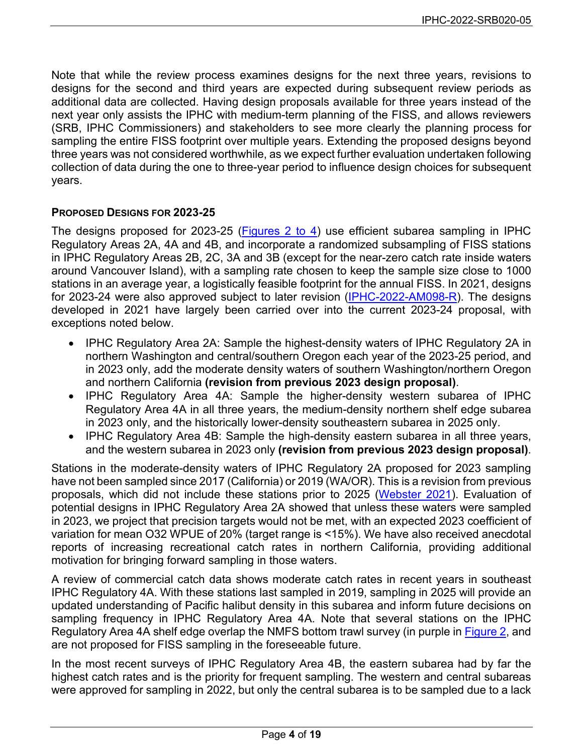Note that while the review process examines designs for the next three years, revisions to designs for the second and third years are expected during subsequent review periods as additional data are collected. Having design proposals available for three years instead of the next year only assists the IPHC with medium-term planning of the FISS, and allows reviewers (SRB, IPHC Commissioners) and stakeholders to see more clearly the planning process for sampling the entire FISS footprint over multiple years. Extending the proposed designs beyond three years was not considered worthwhile, as we expect further evaluation undertaken following collection of data during the one to three-year period to influence design choices for subsequent years.

### PROPOSED DESIGNS FOR 2023-25

The designs proposed for 2023-25 (Figures 2 to 4) use efficient subarea sampling in IPHC Regulatory Areas 2A, 4A and 4B, and incorporate a randomized subsampling of FISS stations in IPHC Regulatory Areas 2B, 2C, 3A and 3B (except for the near-zero catch rate inside waters around Vancouver Island), with a sampling rate chosen to keep the sample size close to 1000 stations in an average year, a logistically feasible footprint for the annual FISS. In 2021, designs for 2023-24 were also approved subject to later revision (IPHC-2022-AM098-R). The designs developed in 2021 have largely been carried over into the current 2023-24 proposal, with exceptions noted below.

- IPHC Regulatory Area 2A: Sample the highest-density waters of IPHC Regulatory 2A in northern Washington and central/southern Oregon each year of the 2023-25 period, and in 2023 only, add the moderate density waters of southern Washington/northern Oregon and northern California **(revision from previous 2023 design proposal)**.
- IPHC Regulatory Area 4A: Sample the higher-density western subarea of IPHC Regulatory Area 4A in all three years, the medium-density northern shelf edge subarea in 2023 only, and the historically lower-density southeastern subarea in 2025 only.
- IPHC Regulatory Area 4B: Sample the high-density eastern subarea in all three years, and the western subarea in 2023 only **(revision from previous 2023 design proposal)**.

Stations in the moderate-density waters of IPHC Regulatory 2A proposed for 2023 sampling have not been sampled since 2017 (California) or 2019 (WA/OR). This is a revision from previous proposals, which did not include these stations prior to 2025 (Webster 2021). Evaluation of potential designs in IPHC Regulatory Area 2A showed that unless these waters were sampled in 2023, we project that precision targets would not be met, with an expected 2023 coefficient of variation for mean O32 WPUE of 20% (target range is <15%). We have also received anecdotal reports of increasing recreational catch rates in northern California, providing additional motivation for bringing forward sampling in those waters.

A review of commercial catch data shows moderate catch rates in recent years in southeast IPHC Regulatory 4A. With these stations last sampled in 2019, sampling in 2025 will provide an updated understanding of Pacific halibut density in this subarea and inform future decisions on sampling frequency in IPHC Regulatory Area 4A. Note that several stations on the IPHC Regulatory Area 4A shelf edge overlap the NMFS bottom trawl survey (in purple in Figure 2, and are not proposed for FISS sampling in the foreseeable future.

In the most recent surveys of IPHC Regulatory Area 4B, the eastern subarea had by far the highest catch rates and is the priority for frequent sampling. The western and central subareas were approved for sampling in 2022, but only the central subarea is to be sampled due to a lack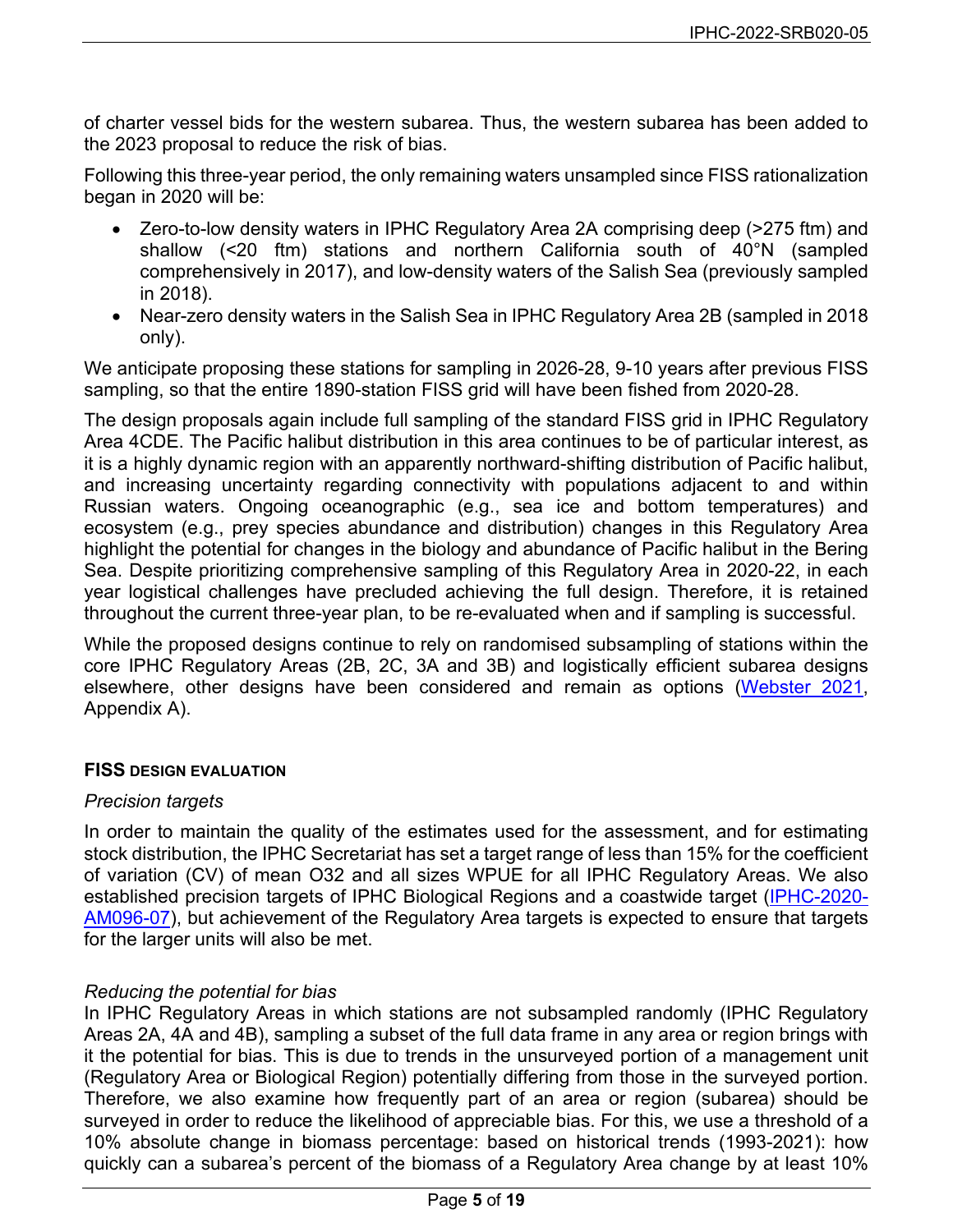of charter vessel bids for the western subarea. Thus, the western subarea has been added to the 2023 proposal to reduce the risk of bias.

Following this three-year period, the only remaining waters unsampled since FISS rationalization began in 2020 will be:

- Zero-to-low density waters in IPHC Regulatory Area 2A comprising deep (>275 ftm) and shallow (<20 ftm) stations and northern California south of 40°N (sampled comprehensively in 2017), and low-density waters of the Salish Sea (previously sampled in 2018).
- Near-zero density waters in the Salish Sea in IPHC Regulatory Area 2B (sampled in 2018 only).

We anticipate proposing these stations for sampling in 2026-28, 9-10 years after previous FISS sampling, so that the entire 1890-station FISS grid will have been fished from 2020-28.

The design proposals again include full sampling of the standard FISS grid in IPHC Regulatory Area 4CDE. The Pacific halibut distribution in this area continues to be of particular interest, as it is a highly dynamic region with an apparently northward-shifting distribution of Pacific halibut, and increasing uncertainty regarding connectivity with populations adjacent to and within Russian waters. Ongoing oceanographic (e.g., sea ice and bottom temperatures) and ecosystem (e.g., prey species abundance and distribution) changes in this Regulatory Area highlight the potential for changes in the biology and abundance of Pacific halibut in the Bering Sea. Despite prioritizing comprehensive sampling of this Regulatory Area in 2020-22, in each year logistical challenges have precluded achieving the full design. Therefore, it is retained throughout the current three-year plan, to be re-evaluated when and if sampling is successful.

While the proposed designs continue to rely on randomised subsampling of stations within the core IPHC Regulatory Areas (2B, 2C, 3A and 3B) and logistically efficient subarea designs elsewhere, other designs have been considered and remain as options (Webster 2021, Appendix A).

## FISS DESIGN EVALUATION

*Precision targets*

In order to maintain the quality of the estimates used for the assessment, and for estimating stock distribution, the IPHC Secretariat has set a target range of less than 15% for the coefficient of variation (CV) of mean O32 and all sizes WPUE for all IPHC Regulatory Areas. We also established precision targets of IPHC Biological Regions and a coastwide target (IPHC-2020-AM096-07), but achievement of the Regulatory Area targets is expected to ensure that targets for the larger units will also be met.

*Reducing the potential for bias*

In IPHC Regulatory Areas in which stations are not subsampled randomly (IPHC Regulatory Areas 2A, 4A and 4B), sampling a subset of the full data frame in any area or region brings with it the potential for bias. This is due to trends in the unsurveyed portion of a management unit (Regulatory Area or Biological Region) potentially differing from those in the surveyed portion. Therefore, we also examine how frequently part of an area or region (subarea) should be surveyed in order to reduce the likelihood of appreciable bias. For this, we use a threshold of a 10% absolute change in biomass percentage: based on historical trends (1993-2021): how quickly can a subarea's percent of the biomass of a Regulatory Area change by at least 10%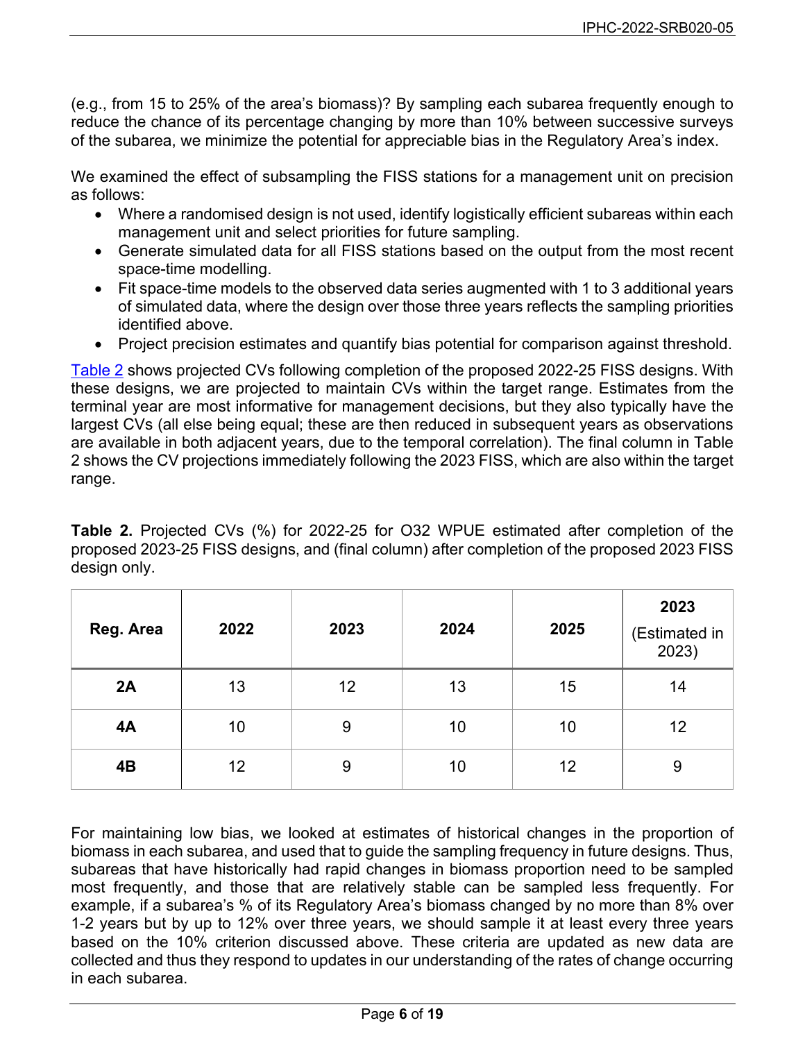(e.g., from 15 to 25% of the area's biomass)? By sampling each subarea frequently enough to reduce the chance of its percentage changing by more than 10% between successive surveys of the subarea, we minimize the potential for appreciable bias in the Regulatory Area's index.

We examined the effect of subsampling the FISS stations for a management unit on precision as follows:

- Where a randomised design is not used, identify logistically efficient subareas within each management unit and select priorities for future sampling.
- Generate simulated data for all FISS stations based on the output from the most recent space-time modelling.
- Fit space-time models to the observed data series augmented with 1 to 3 additional years of simulated data, where the design over those three years reflects the sampling priorities identified above.
- Project precision estimates and quantify bias potential for comparison against threshold.

Table 2 shows projected CVs following completion of the proposed 2022-25 FISS designs. With these designs, we are projected to maintain CVs within the target range. Estimates from the terminal year are most informative for management decisions, but they also typically have the largest CVs (all else being equal; these are then reduced in subsequent years as observations are available in both adjacent years, due to the temporal correlation). The final column in Table 2 shows the CV projections immediately following the 2023 FISS, which are also within the target range.

**Table 2.** Projected CVs (%) for 2022-25 for O32 WPUE estimated after completion of the proposed 2023-25 FISS designs, and (final column) after completion of the proposed 2023 FISS design only.

| Reg. Area | 2022 | 2023 | 2024 | 2025 | 2023 (Estimated in 2023) |
|---|---|---|---|---|---|
| **2A** | 13 | 12 | 13 | 15 | 14 |
| **4A** | 10 | 9 | 10 | 10 | 12 |
| **4B** | 12 | 9 | 10 | 12 | 9 |

For maintaining low bias, we looked at estimates of historical changes in the proportion of biomass in each subarea, and used that to guide the sampling frequency in future designs. Thus, subareas that have historically had rapid changes in biomass proportion need to be sampled most frequently, and those that are relatively stable can be sampled less frequently. For example, if a subarea's % of its Regulatory Area's biomass changed by no more than 8% over 1-2 years but by up to 12% over three years, we should sample it at least every three years based on the 10% criterion discussed above. These criteria are updated as new data are collected and thus they respond to updates in our understanding of the rates of change occurring in each subarea.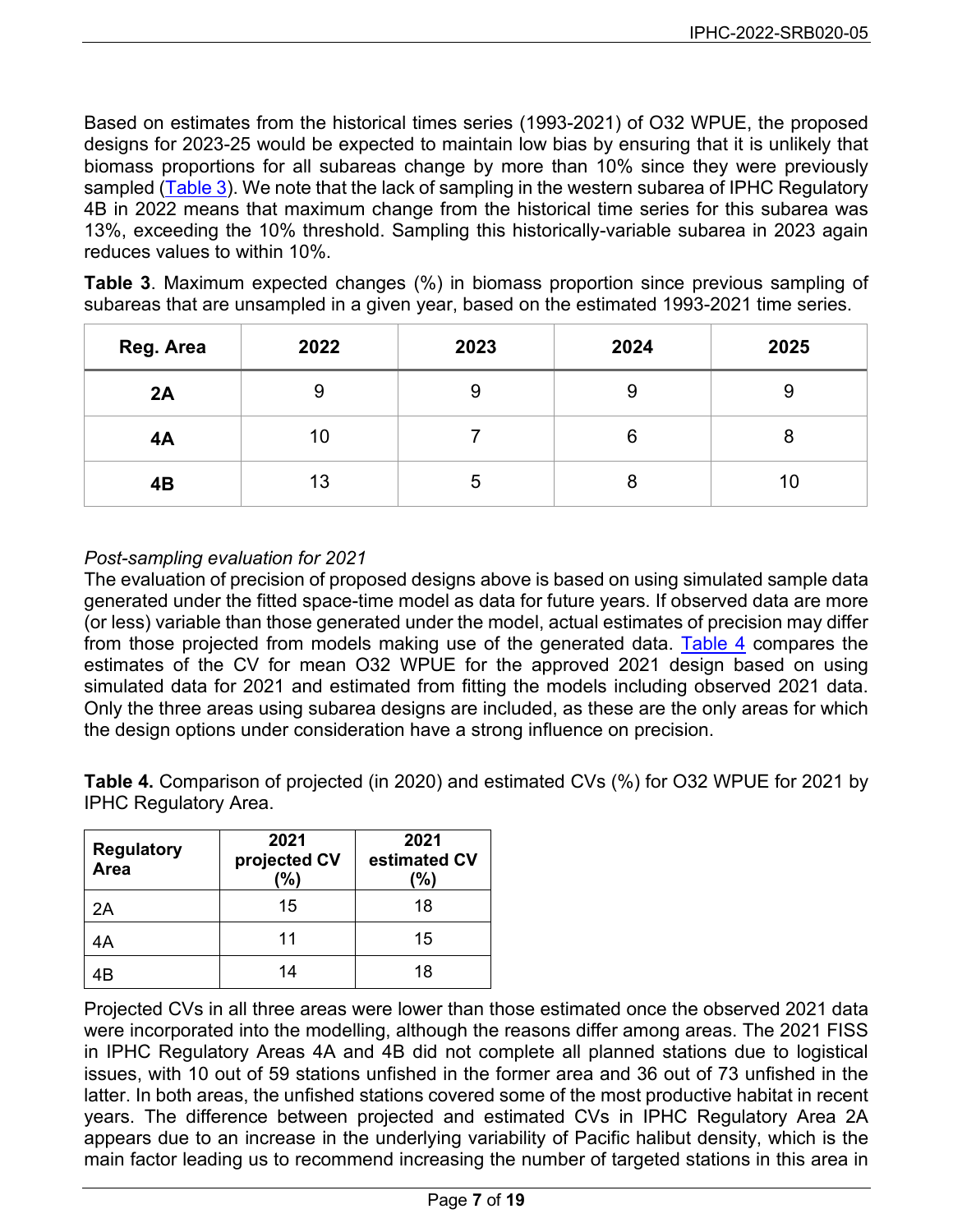Based on estimates from the historical times series (1993-2021) of O32 WPUE, the proposed designs for 2023-25 would be expected to maintain low bias by ensuring that it is unlikely that biomass proportions for all subareas change by more than 10% since they were previously sampled (Table 3). We note that the lack of sampling in the western subarea of IPHC Regulatory 4B in 2022 means that maximum change from the historical time series for this subarea was 13%, exceeding the 10% threshold. Sampling this historically-variable subarea in 2023 again reduces values to within 10%.

**Table 3**. Maximum expected changes (%) in biomass proportion since previous sampling of subareas that are unsampled in a given year, based on the estimated 1993-2021 time series.

| Reg. Area | 2022 | 2023 | 2024 | 2025 |
|---|---|---|---|---|
| **2A** | 9 | 9 | 9 | 9 |
| **4A** | 10 | 7 | 6 | 8 |
| **4B** | 13 | 5 | 8 | 10 |

*Post-sampling evaluation for 2021*

The evaluation of precision of proposed designs above is based on using simulated sample data generated under the fitted space-time model as data for future years. If observed data are more (or less) variable than those generated under the model, actual estimates of precision may differ from those projected from models making use of the generated data. Table 4 compares the estimates of the CV for mean O32 WPUE for the approved 2021 design based on using simulated data for 2021 and estimated from fitting the models including observed 2021 data. Only the three areas using subarea designs are included, as these are the only areas for which the design options under consideration have a strong influence on precision.

**Table 4.** Comparison of projected (in 2020) and estimated CVs (%) for O32 WPUE for 2021 by IPHC Regulatory Area.

| Regulatory Area | 2021 projected CV (%) | 2021 estimated CV (%) |
|---|---|---|
| 2A | 15 | 18 |
| 4A | 11 | 15 |
| 4B | 14 | 18 |

Projected CVs in all three areas were lower than those estimated once the observed 2021 data were incorporated into the modelling, although the reasons differ among areas. The 2021 FISS in IPHC Regulatory Areas 4A and 4B did not complete all planned stations due to logistical issues, with 10 out of 59 stations unfished in the former area and 36 out of 73 unfished in the latter. In both areas, the unfished stations covered some of the most productive habitat in recent years. The difference between projected and estimated CVs in IPHC Regulatory Area 2A appears due to an increase in the underlying variability of Pacific halibut density, which is the main factor leading us to recommend increasing the number of targeted stations in this area in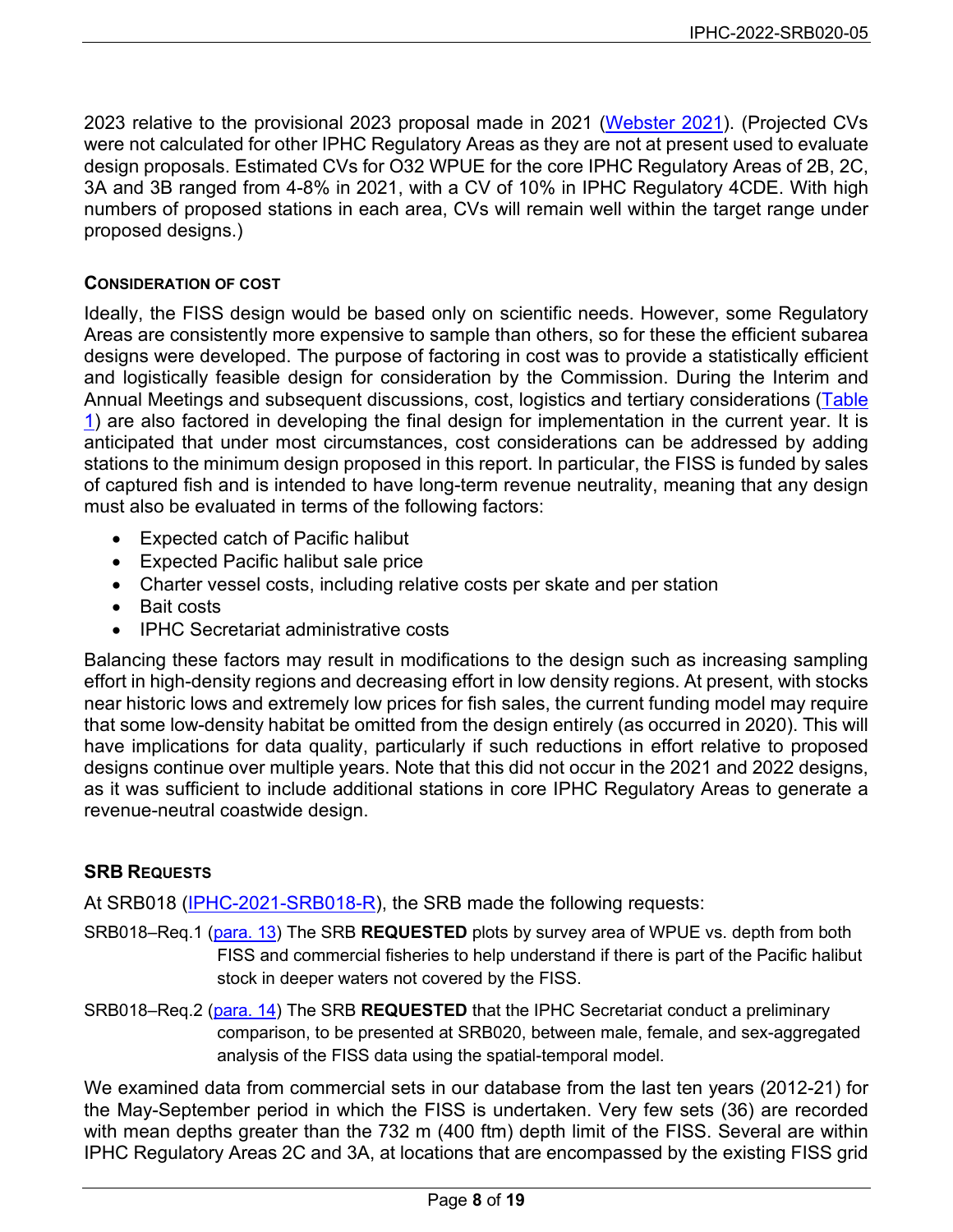2023 relative to the provisional 2023 proposal made in 2021 (Webster 2021). (Projected CVs were not calculated for other IPHC Regulatory Areas as they are not at present used to evaluate design proposals. Estimated CVs for O32 WPUE for the core IPHC Regulatory Areas of 2B, 2C, 3A and 3B ranged from 4-8% in 2021, with a CV of 10% in IPHC Regulatory 4CDE. With high numbers of proposed stations in each area, CVs will remain well within the target range under proposed designs.)

### Consideration of cost

Ideally, the FISS design would be based only on scientific needs. However, some Regulatory Areas are consistently more expensive to sample than others, so for these the efficient subarea designs were developed. The purpose of factoring in cost was to provide a statistically efficient and logistically feasible design for consideration by the Commission. During the Interim and Annual Meetings and subsequent discussions, cost, logistics and tertiary considerations (Table 1) are also factored in developing the final design for implementation in the current year. It is anticipated that under most circumstances, cost considerations can be addressed by adding stations to the minimum design proposed in this report. In particular, the FISS is funded by sales of captured fish and is intended to have long-term revenue neutrality, meaning that any design must also be evaluated in terms of the following factors:

- Expected catch of Pacific halibut
- Expected Pacific halibut sale price
- Charter vessel costs, including relative costs per skate and per station
- Bait costs
- IPHC Secretariat administrative costs

Balancing these factors may result in modifications to the design such as increasing sampling effort in high-density regions and decreasing effort in low density regions. At present, with stocks near historic lows and extremely low prices for fish sales, the current funding model may require that some low-density habitat be omitted from the design entirely (as occurred in 2020). This will have implications for data quality, particularly if such reductions in effort relative to proposed designs continue over multiple years. Note that this did not occur in the 2021 and 2022 designs, as it was sufficient to include additional stations in core IPHC Regulatory Areas to generate a revenue-neutral coastwide design.

## SRB Requests

At SRB018 (IPHC-2021-SRB018-R), the SRB made the following requests:

SRB018–Req.1 (para. 13) The SRB **REQUESTED** plots by survey area of WPUE vs. depth from both FISS and commercial fisheries to help understand if there is part of the Pacific halibut stock in deeper waters not covered by the FISS.

SRB018–Req.2 (para. 14) The SRB **REQUESTED** that the IPHC Secretariat conduct a preliminary comparison, to be presented at SRB020, between male, female, and sex-aggregated analysis of the FISS data using the spatial-temporal model.

We examined data from commercial sets in our database from the last ten years (2012-21) for the May-September period in which the FISS is undertaken. Very few sets (36) are recorded with mean depths greater than the 732 m (400 ftm) depth limit of the FISS. Several are within IPHC Regulatory Areas 2C and 3A, at locations that are encompassed by the existing FISS grid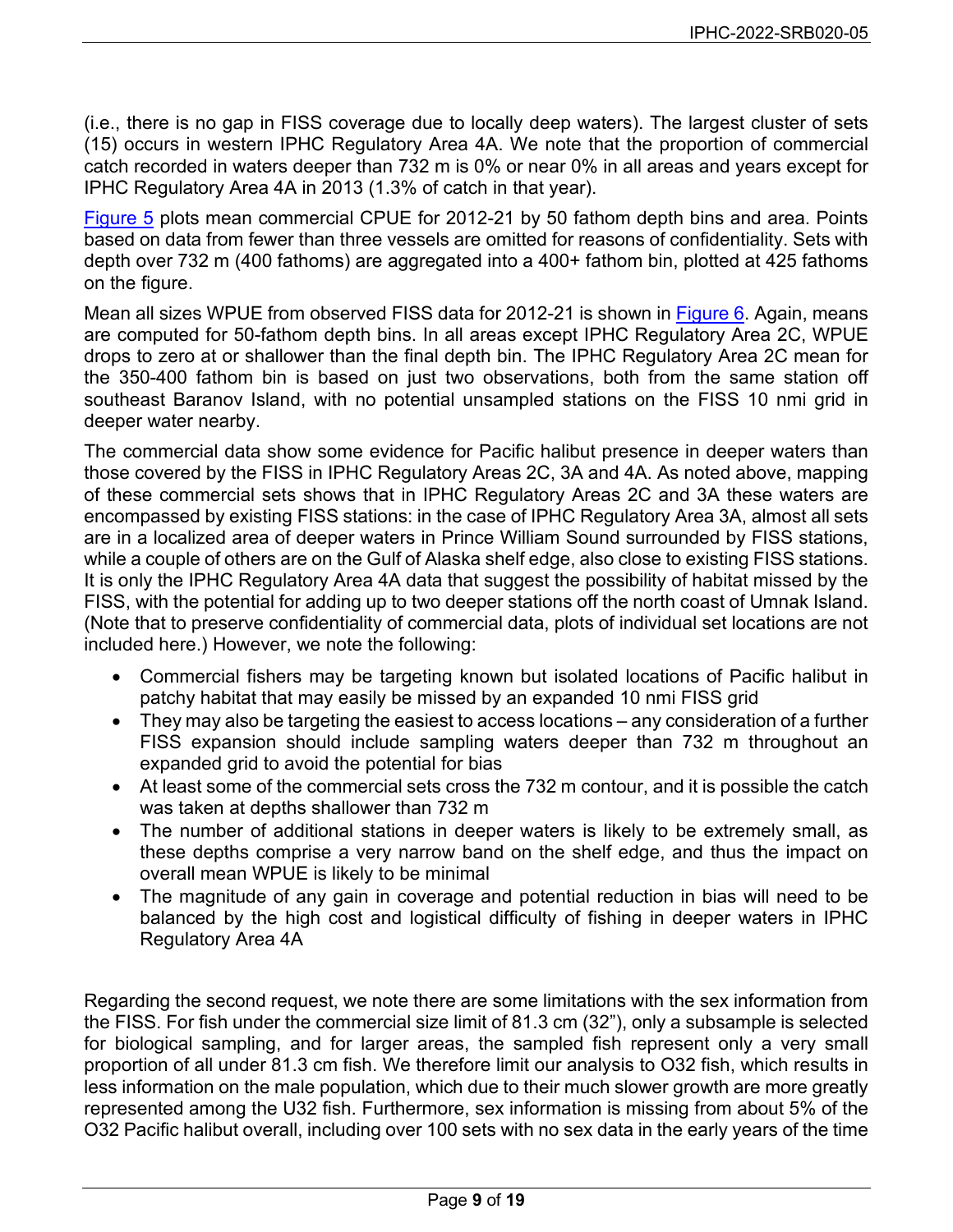(i.e., there is no gap in FISS coverage due to locally deep waters). The largest cluster of sets (15) occurs in western IPHC Regulatory Area 4A. We note that the proportion of commercial catch recorded in waters deeper than 732 m is 0% or near 0% in all areas and years except for IPHC Regulatory Area 4A in 2013 (1.3% of catch in that year).

Figure 5 plots mean commercial CPUE for 2012-21 by 50 fathom depth bins and area. Points based on data from fewer than three vessels are omitted for reasons of confidentiality. Sets with depth over 732 m (400 fathoms) are aggregated into a 400+ fathom bin, plotted at 425 fathoms on the figure.

Mean all sizes WPUE from observed FISS data for 2012-21 is shown in Figure 6. Again, means are computed for 50-fathom depth bins. In all areas except IPHC Regulatory Area 2C, WPUE drops to zero at or shallower than the final depth bin. The IPHC Regulatory Area 2C mean for the 350-400 fathom bin is based on just two observations, both from the same station off southeast Baranov Island, with no potential unsampled stations on the FISS 10 nmi grid in deeper water nearby.

The commercial data show some evidence for Pacific halibut presence in deeper waters than those covered by the FISS in IPHC Regulatory Areas 2C, 3A and 4A. As noted above, mapping of these commercial sets shows that in IPHC Regulatory Areas 2C and 3A these waters are encompassed by existing FISS stations: in the case of IPHC Regulatory Area 3A, almost all sets are in a localized area of deeper waters in Prince William Sound surrounded by FISS stations, while a couple of others are on the Gulf of Alaska shelf edge, also close to existing FISS stations. It is only the IPHC Regulatory Area 4A data that suggest the possibility of habitat missed by the FISS, with the potential for adding up to two deeper stations off the north coast of Umnak Island. (Note that to preserve confidentiality of commercial data, plots of individual set locations are not included here.) However, we note the following:

- Commercial fishers may be targeting known but isolated locations of Pacific halibut in patchy habitat that may easily be missed by an expanded 10 nmi FISS grid
- They may also be targeting the easiest to access locations – any consideration of a further FISS expansion should include sampling waters deeper than 732 m throughout an expanded grid to avoid the potential for bias
- At least some of the commercial sets cross the 732 m contour, and it is possible the catch was taken at depths shallower than 732 m
- The number of additional stations in deeper waters is likely to be extremely small, as these depths comprise a very narrow band on the shelf edge, and thus the impact on overall mean WPUE is likely to be minimal
- The magnitude of any gain in coverage and potential reduction in bias will need to be balanced by the high cost and logistical difficulty of fishing in deeper waters in IPHC Regulatory Area 4A

Regarding the second request, we note there are some limitations with the sex information from the FISS. For fish under the commercial size limit of 81.3 cm (32"), only a subsample is selected for biological sampling, and for larger areas, the sampled fish represent only a very small proportion of all under 81.3 cm fish. We therefore limit our analysis to O32 fish, which results in less information on the male population, which due to their much slower growth are more greatly represented among the U32 fish. Furthermore, sex information is missing from about 5% of the O32 Pacific halibut overall, including over 100 sets with no sex data in the early years of the time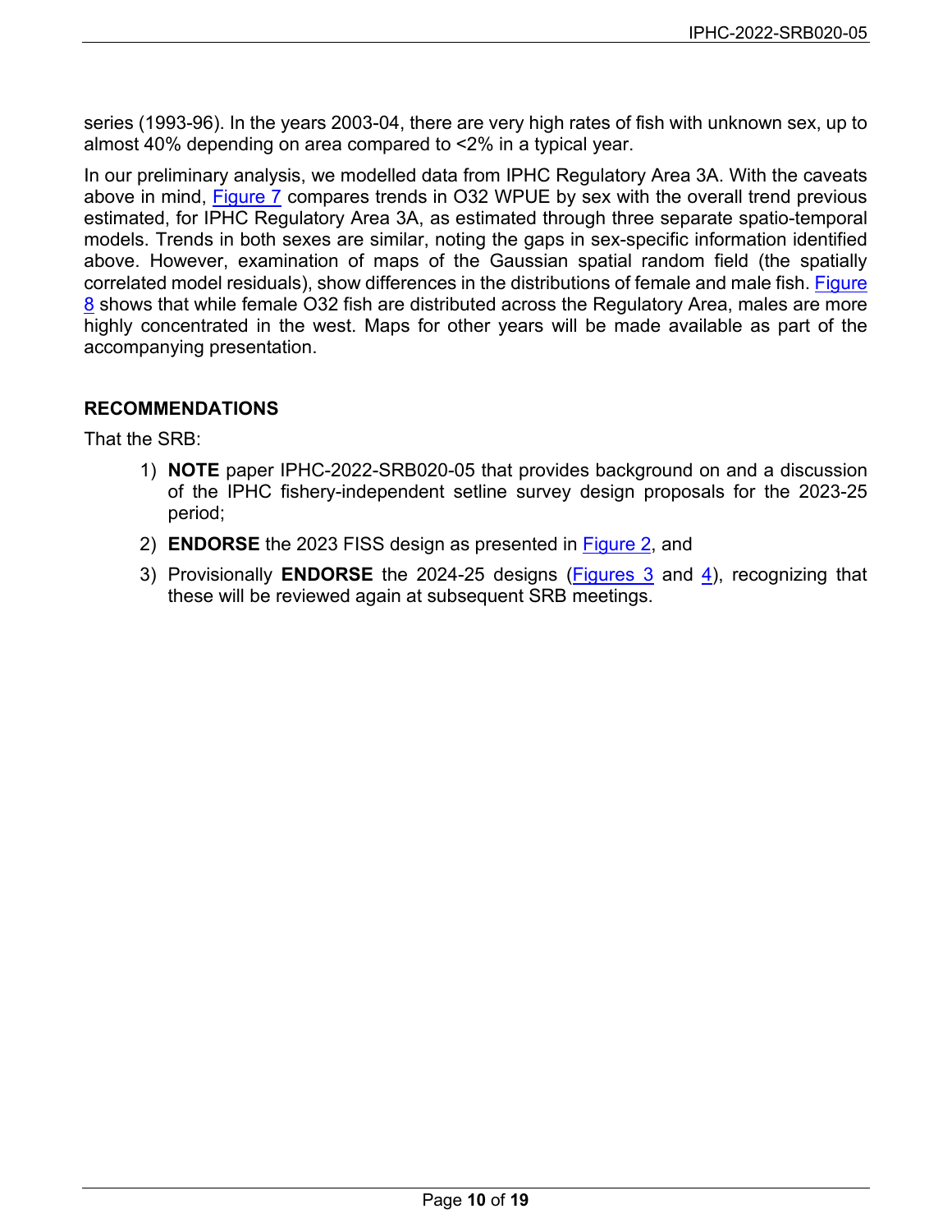series (1993-96). In the years 2003-04, there are very high rates of fish with unknown sex, up to almost 40% depending on area compared to <2% in a typical year.

In our preliminary analysis, we modelled data from IPHC Regulatory Area 3A. With the caveats above in mind, Figure 7 compares trends in O32 WPUE by sex with the overall trend previous estimated, for IPHC Regulatory Area 3A, as estimated through three separate spatio-temporal models. Trends in both sexes are similar, noting the gaps in sex-specific information identified above. However, examination of maps of the Gaussian spatial random field (the spatially correlated model residuals), show differences in the distributions of female and male fish. Figure 8 shows that while female O32 fish are distributed across the Regulatory Area, males are more highly concentrated in the west. Maps for other years will be made available as part of the accompanying presentation.

## RECOMMENDATIONS

That the SRB:

1) **NOTE** paper IPHC-2022-SRB020-05 that provides background on and a discussion of the IPHC fishery-independent setline survey design proposals for the 2023-25 period;
2) **ENDORSE** the 2023 FISS design as presented in Figure 2, and
3) Provisionally **ENDORSE** the 2024-25 designs (Figures 3 and 4), recognizing that these will be reviewed again at subsequent SRB meetings.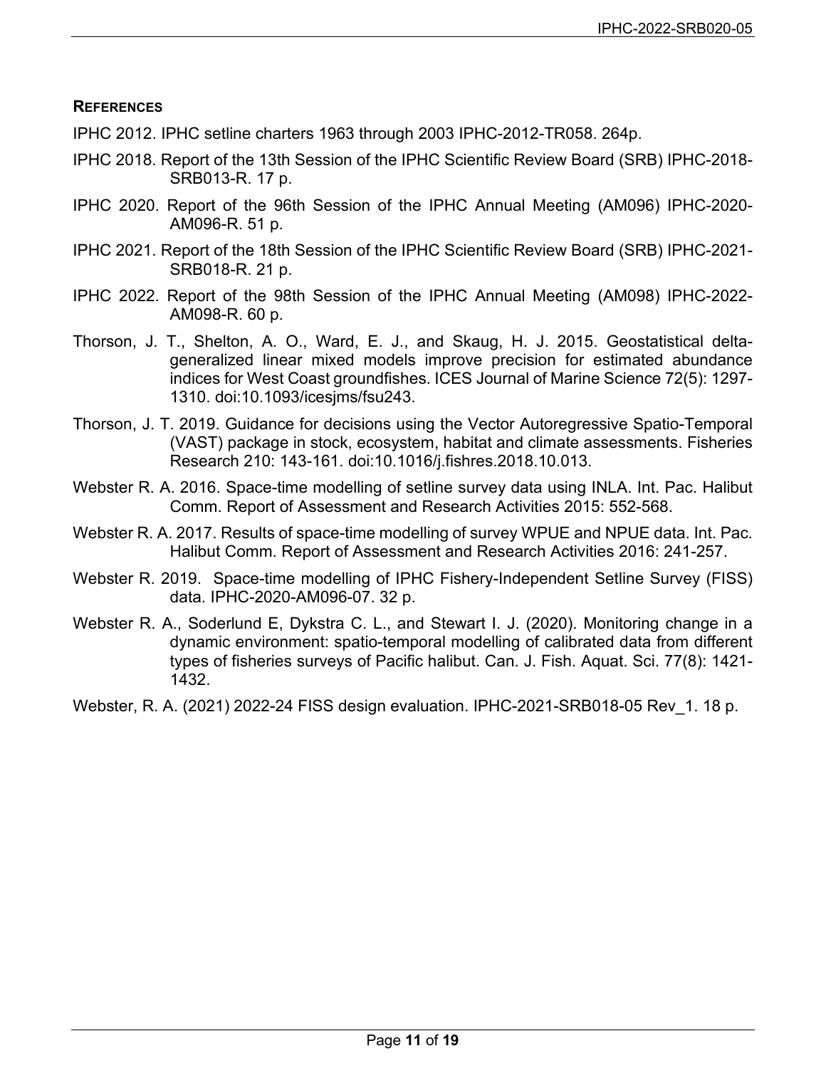### REFERENCES

IPHC 2012. IPHC setline charters 1963 through 2003 IPHC-2012-TR058. 264p.

IPHC 2018. Report of the 13th Session of the IPHC Scientific Review Board (SRB) IPHC-2018-SRB013-R. 17 p.

IPHC 2020. Report of the 96th Session of the IPHC Annual Meeting (AM096) IPHC-2020-AM096-R. 51 p.

IPHC 2021. Report of the 18th Session of the IPHC Scientific Review Board (SRB) IPHC-2021-SRB018-R. 21 p.

IPHC 2022. Report of the 98th Session of the IPHC Annual Meeting (AM098) IPHC-2022-AM098-R. 60 p.

Thorson, J. T., Shelton, A. O., Ward, E. J., and Skaug, H. J. 2015. Geostatistical delta-generalized linear mixed models improve precision for estimated abundance indices for West Coast groundfishes. ICES Journal of Marine Science 72(5): 1297-1310. doi:10.1093/icesjms/fsu243.

Thorson, J. T. 2019. Guidance for decisions using the Vector Autoregressive Spatio-Temporal (VAST) package in stock, ecosystem, habitat and climate assessments. Fisheries Research 210: 143-161. doi:10.1016/j.fishres.2018.10.013.

Webster R. A. 2016. Space-time modelling of setline survey data using INLA. Int. Pac. Halibut Comm. Report of Assessment and Research Activities 2015: 552-568.

Webster R. A. 2017. Results of space-time modelling of survey WPUE and NPUE data. Int. Pac. Halibut Comm. Report of Assessment and Research Activities 2016: 241-257.

Webster R. 2019. Space-time modelling of IPHC Fishery-Independent Setline Survey (FISS) data. IPHC-2020-AM096-07. 32 p.

Webster R. A., Soderlund E, Dykstra C. L., and Stewart I. J. (2020). Monitoring change in a dynamic environment: spatio-temporal modelling of calibrated data from different types of fisheries surveys of Pacific halibut. Can. J. Fish. Aquat. Sci. 77(8): 1421-1432.

Webster, R. A. (2021) 2022-24 FISS design evaluation. IPHC-2021-SRB018-05 Rev_1. 18 p.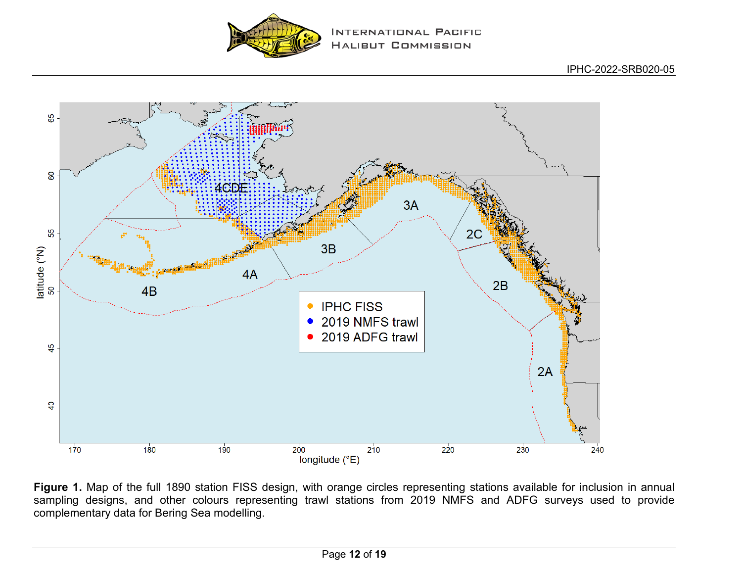**Figure 1.** Map of the full 1890 station FISS design, with orange circles representing stations available for inclusion in annual sampling designs, and other colours representing trawl stations from 2019 NMFS and ADFG surveys used to provide complementary data for Bering Sea modelling.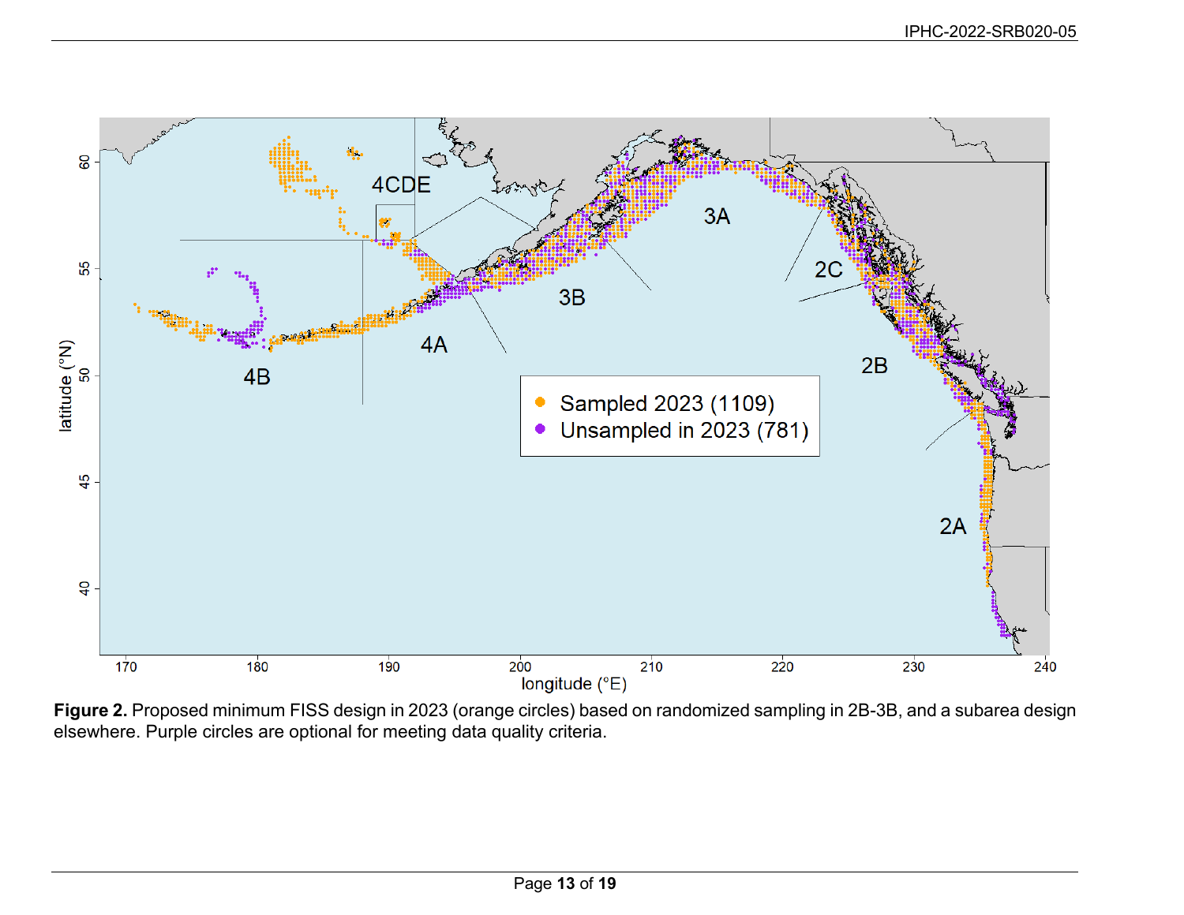**Figure 2.** Proposed minimum FISS design in 2023 (orange circles) based on randomized sampling in 2B-3B, and a subarea design elsewhere. Purple circles are optional for meeting data quality criteria.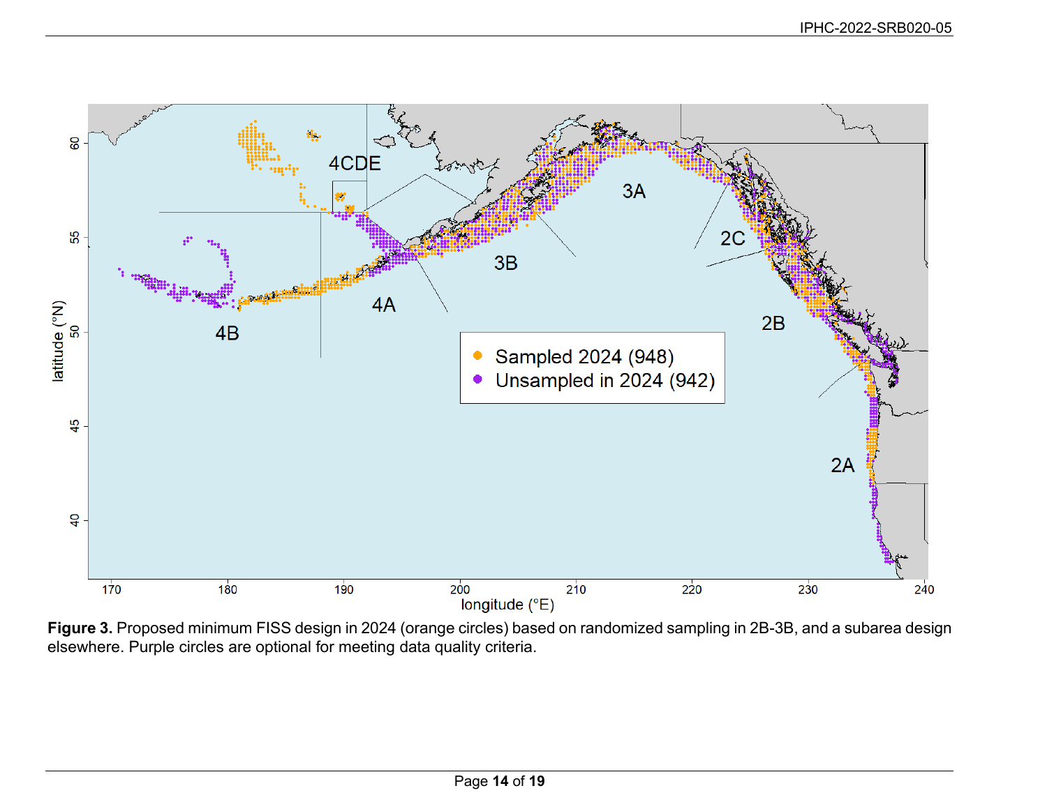**Figure 3.** Proposed minimum FISS design in 2024 (orange circles) based on randomized sampling in 2B-3B, and a subarea design elsewhere. Purple circles are optional for meeting data quality criteria.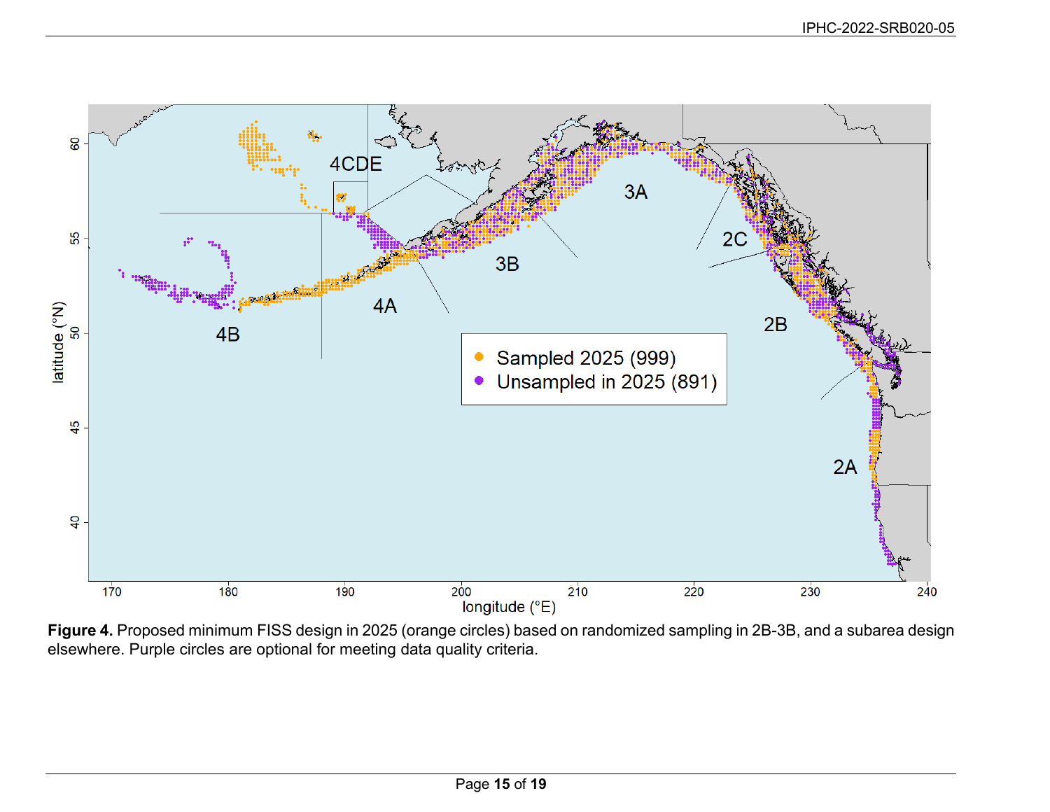**Figure 4.** Proposed minimum FISS design in 2025 (orange circles) based on randomized sampling in 2B-3B, and a subarea design elsewhere. Purple circles are optional for meeting data quality criteria.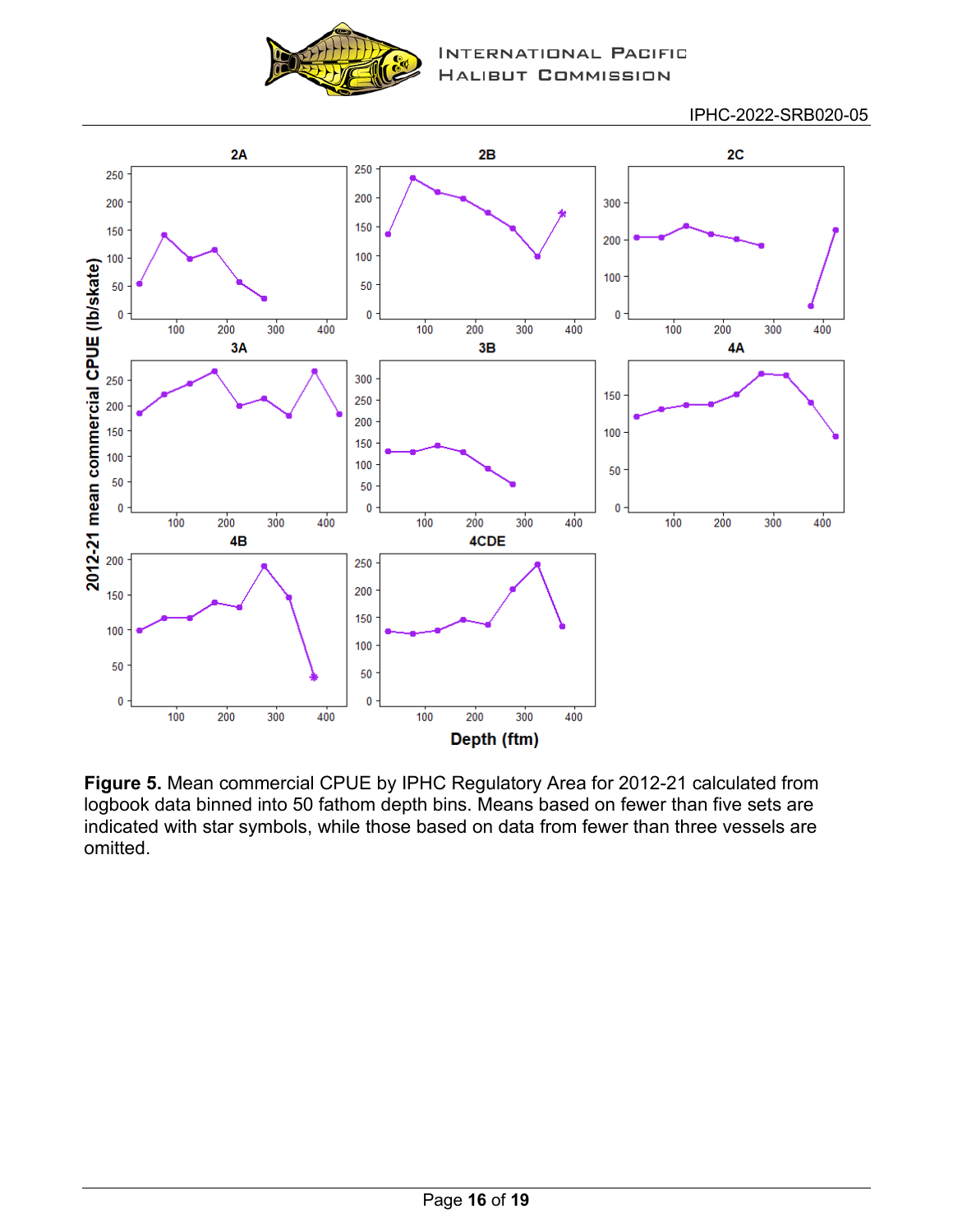**Figure 5.** Mean commercial CPUE by IPHC Regulatory Area for 2012-21 calculated from logbook data binned into 50 fathom depth bins. Means based on fewer than five sets are indicated with star symbols, while those based on data from fewer than three vessels are omitted.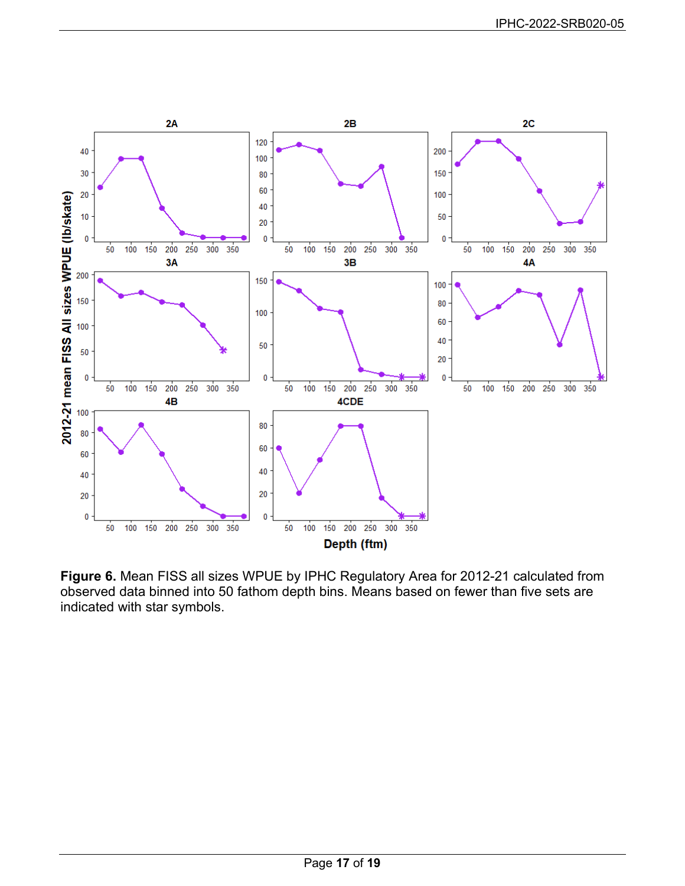**Figure 6.** Mean FISS all sizes WPUE by IPHC Regulatory Area for 2012-21 calculated from observed data binned into 50 fathom depth bins. Means based on fewer than five sets are indicated with star symbols.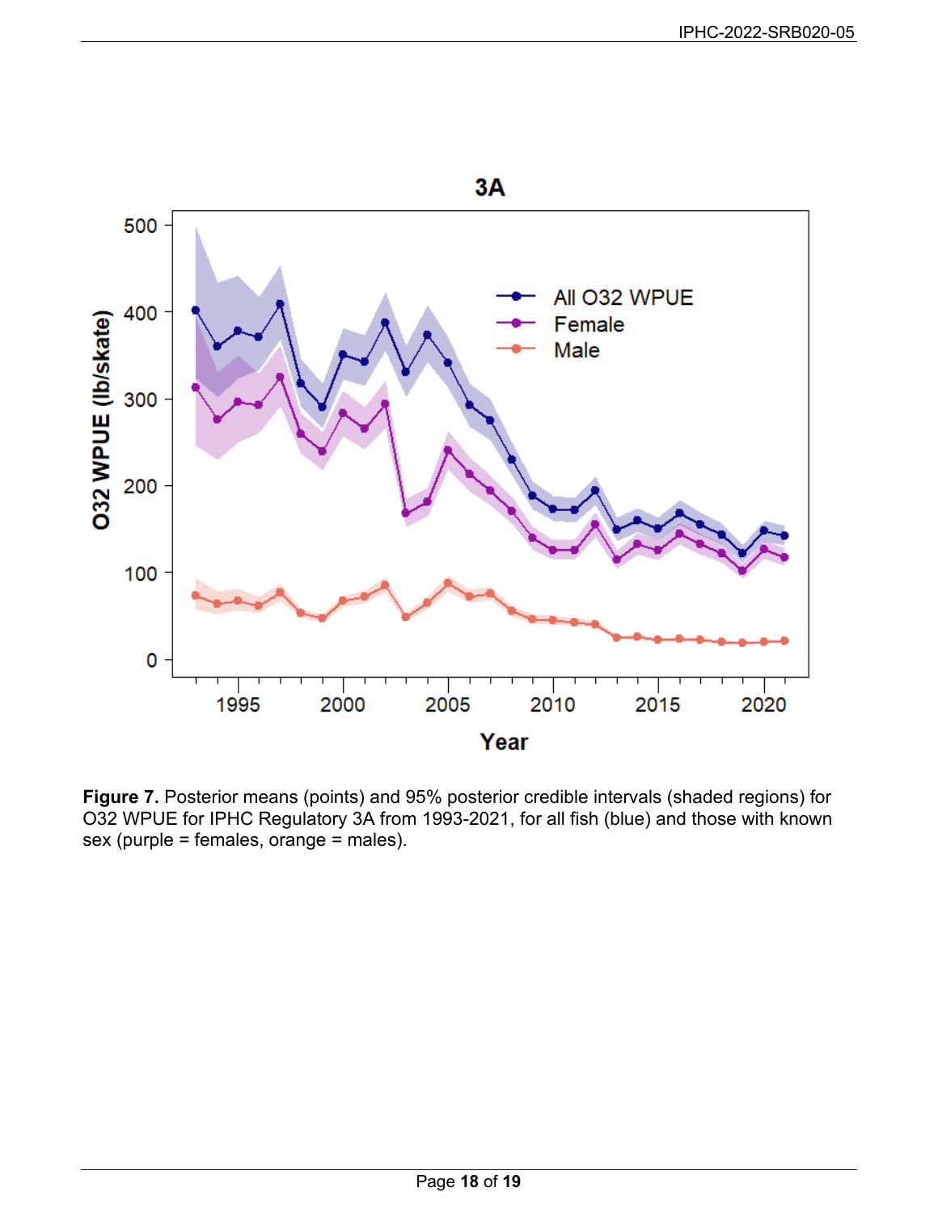**Figure 7.** Posterior means (points) and 95% posterior credible intervals (shaded regions) for O32 WPUE for IPHC Regulatory 3A from 1993-2021, for all fish (blue) and those with known sex (purple = females, orange = males).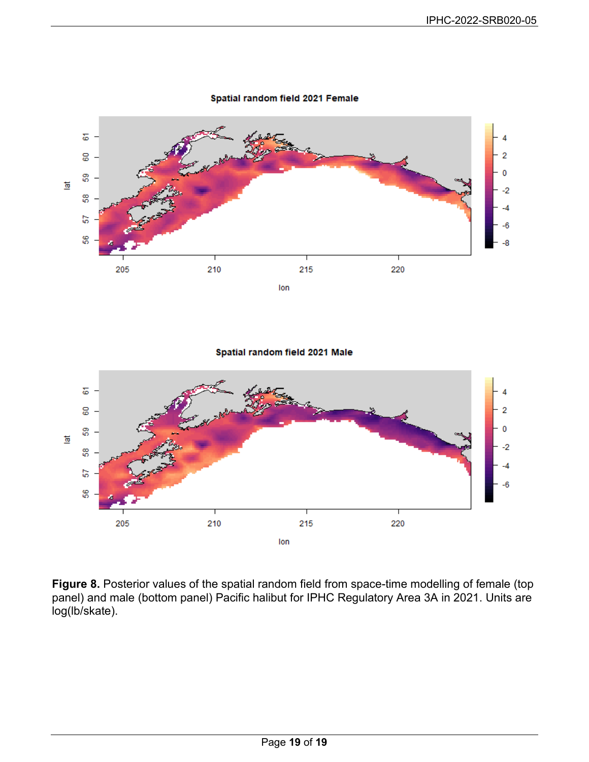Spatial random field 2021 Female

61
60
59
58
57
56
lat

205
210
215
220
lon

4
2
0
-2
-4
-6
-8

Spatial random field 2021 Male

61
60
59
58
57
56
lat

205
210
215
220
lon

4
2
0
-2
-4
-6

**Figure 8.** Posterior values of the spatial random field from space-time modelling of female (top panel) and male (bottom panel) Pacific halibut for IPHC Regulatory Area 3A in 2021. Units are log(lb/skate).